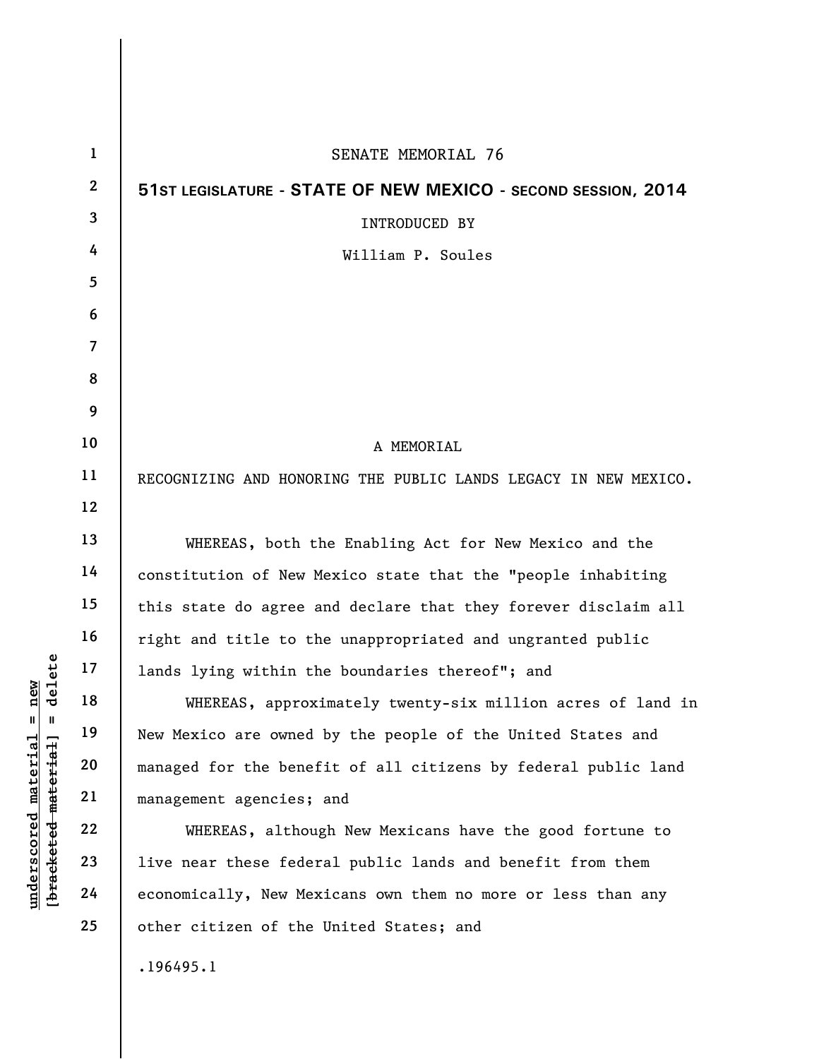SENATE MEMORIAL 76

**51ST LEGISLATURE - STATE OF NEW MEXICO - SECOND SESSION, 2014**

INTRODUCED BY

William P. Soules

A MEMORIAL

RECOGNIZING AND HONORING THE PUBLIC LANDS LEGACY IN NEW MEXICO.

WHEREAS, both the Enabling Act for New Mexico and the constitution of New Mexico state that the "people inhabiting this state do agree and declare that they forever disclaim all right and title to the unappropriated and ungranted public lands lying within the boundaries thereof"; and

WHEREAS, approximately twenty-six million acres of land in New Mexico are owned by the people of the United States and managed for the benefit of all citizens by federal public land management agencies; and

WHEREAS, although New Mexicans have the good fortune to live near these federal public lands and benefit from them economically, New Mexicans own them no more or less than any other citizen of the United States; and

.196495.1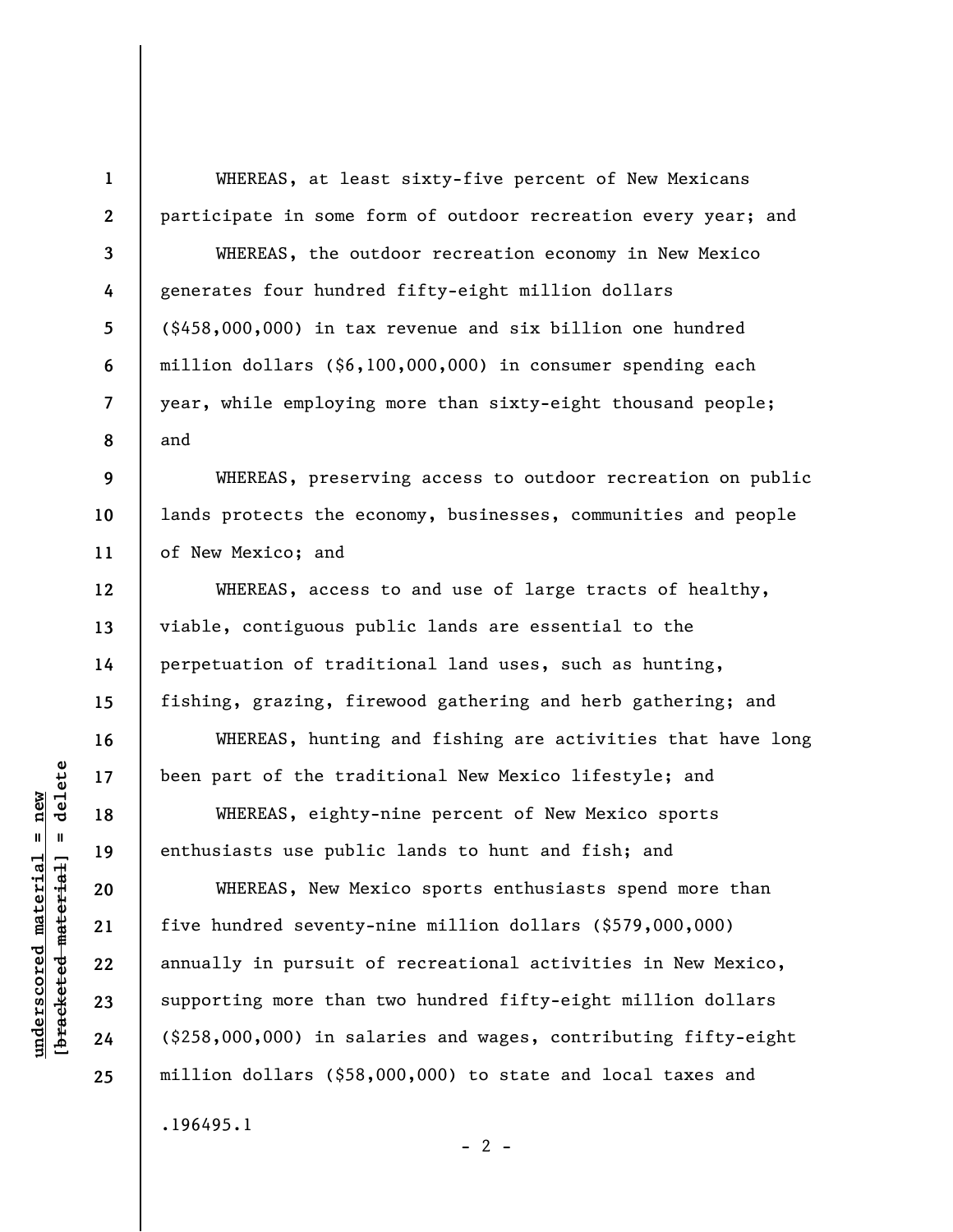WHEREAS, at least sixty-five percent of New Mexicans participate in some form of outdoor recreation every year; and

WHEREAS, the outdoor recreation economy in New Mexico generates four hundred fifty-eight million dollars ($458,000,000) in tax revenue and six billion one hundred million dollars ($6,100,000,000) in consumer spending each year, while employing more than sixty-eight thousand people; and

WHEREAS, preserving access to outdoor recreation on public lands protects the economy, businesses, communities and people of New Mexico; and

WHEREAS, access to and use of large tracts of healthy, viable, contiguous public lands are essential to the perpetuation of traditional land uses, such as hunting, fishing, grazing, firewood gathering and herb gathering; and

WHEREAS, hunting and fishing are activities that have long been part of the traditional New Mexico lifestyle; and

WHEREAS, eighty-nine percent of New Mexico sports enthusiasts use public lands to hunt and fish; and

WHEREAS, New Mexico sports enthusiasts spend more than five hundred seventy-nine million dollars ($579,000,000) annually in pursuit of recreational activities in New Mexico, supporting more than two hundred fifty-eight million dollars ($258,000,000) in salaries and wages, contributing fifty-eight million dollars ($58,000,000) to state and local taxes and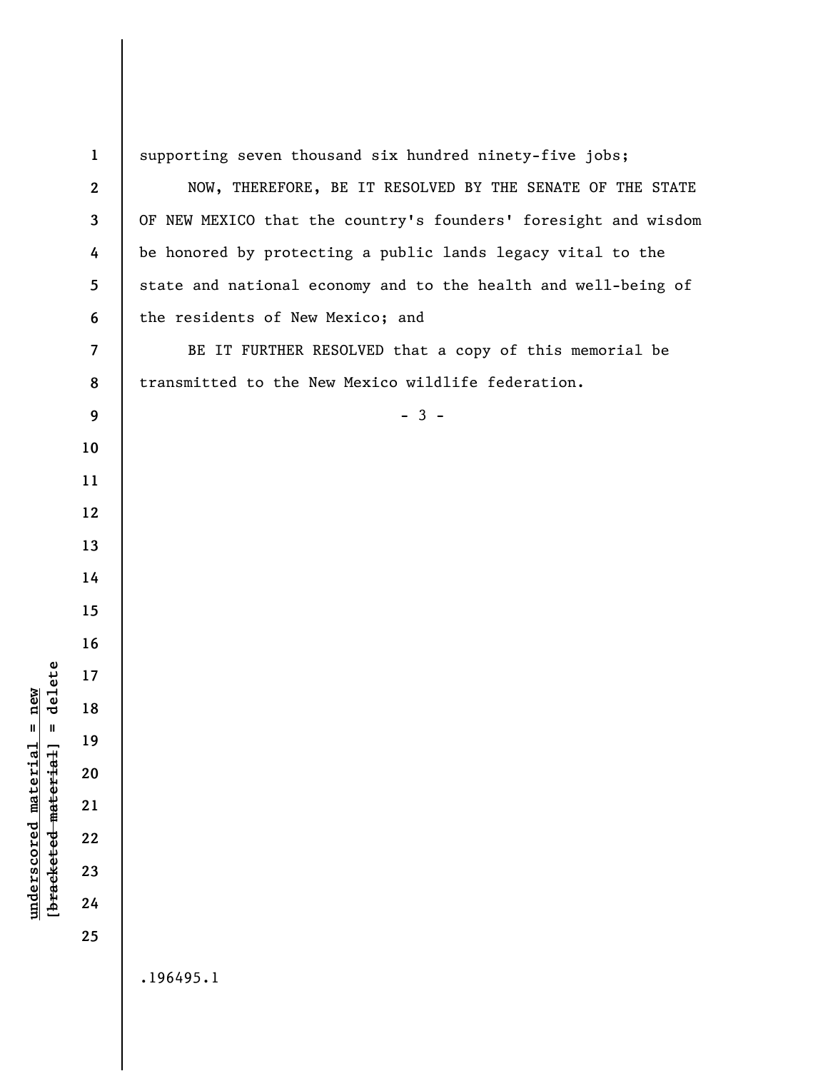supporting seven thousand six hundred ninety-five jobs;

NOW, THEREFORE, BE IT RESOLVED BY THE SENATE OF THE STATE OF NEW MEXICO that the country's founders' foresight and wisdom be honored by protecting a public lands legacy vital to the state and national economy and to the health and well-being of the residents of New Mexico; and

BE IT FURTHER RESOLVED that a copy of this memorial be transmitted to the New Mexico wildlife federation.

.196495.1